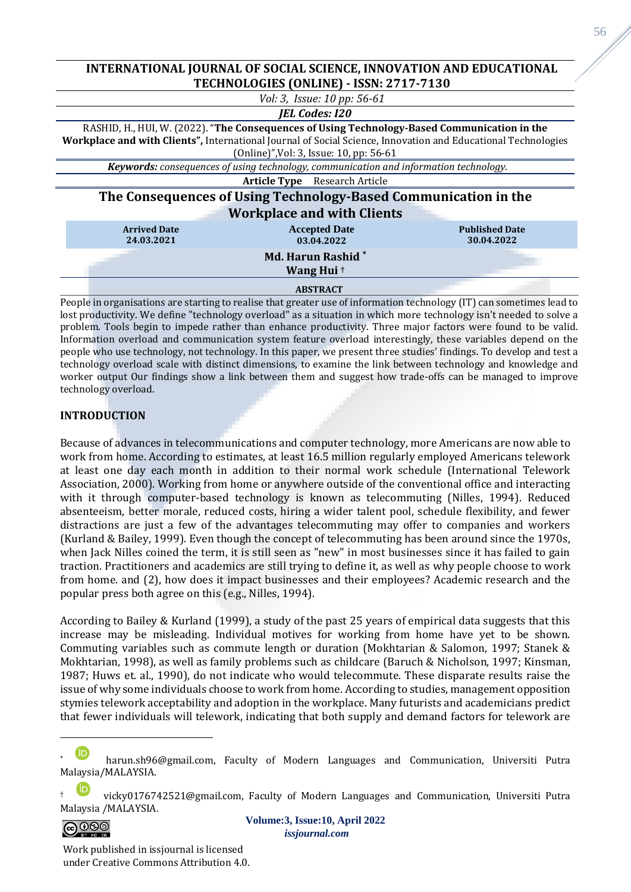**INTERNATIONAL JOURNAL OF SOCIAL SCIENCE, INNOVATION AND EDUCATIONAL TECHNOLOGIES (ONLINE) - ISSN: 2717-7130**

*Vol: 3, Issue: 10 pp: 56-61*

***JEL Codes: I20***

RASHID, H., HUI, W. (2022). "**The Consequences of Using Technology-Based Communication in the Workplace and with Clients",** International Journal of Social Science, Innovation and Educational Technologies (Online)",Vol: 3, Issue: 10, pp: 56-61

***Keywords:*** *consequences of using technology, communication and information technology.*

**Article Type** Research Article

# The Consequences of Using Technology-Based Communication in the Workplace and with Clients

| Arrived Date | Accepted Date | Published Date |
|---|---|---|
| 24.03.2021 | 03.04.2022 | 30.04.2022 |

**Md. Harun Rashid** [*]

**Wang Hui** [†]

## ABSTRACT

People in organisations are starting to realise that greater use of information technology (IT) can sometimes lead to lost productivity. We define "technology overload" as a situation in which more technology isn't needed to solve a problem. Tools begin to impede rather than enhance productivity. Three major factors were found to be valid. Information overload and communication system feature overload interestingly, these variables depend on the people who use technology, not technology. In this paper, we present three studies' findings. To develop and test a technology overload scale with distinct dimensions, to examine the link between technology and knowledge and worker output Our findings show a link between them and suggest how trade-offs can be managed to improve technology overload.

## INTRODUCTION

Because of advances in telecommunications and computer technology, more Americans are now able to work from home. According to estimates, at least 16.5 million regularly employed Americans telework at least one day each month in addition to their normal work schedule (International Telework Association, 2000). Working from home or anywhere outside of the conventional office and interacting with it through computer-based technology is known as telecommuting (Nilles, 1994). Reduced absenteeism, better morale, reduced costs, hiring a wider talent pool, schedule flexibility, and fewer distractions are just a few of the advantages telecommuting may offer to companies and workers (Kurland & Bailey, 1999). Even though the concept of telecommuting has been around since the 1970s, when Jack Nilles coined the term, it is still seen as "new" in most businesses since it has failed to gain traction. Practitioners and academics are still trying to define it, as well as why people choose to work from home. and (2), how does it impact businesses and their employees? Academic research and the popular press both agree on this (e.g., Nilles, 1994).

According to Bailey & Kurland (1999), a study of the past 25 years of empirical data suggests that this increase may be misleading. Individual motives for working from home have yet to be shown. Commuting variables such as commute length or duration (Mokhtarian & Salomon, 1997; Stanek & Mokhtarian, 1998), as well as family problems such as childcare (Baruch & Nicholson, 1997; Kinsman, 1987; Huws et. al., 1990), do not indicate who would telecommute. These disparate results raise the issue of why some individuals choose to work from home. According to studies, management opposition stymies telework acceptability and adoption in the workplace. Many futurists and academicians predict that fewer individuals will telework, indicating that both supply and demand factors for telework are

---

[*] harun.sh96@gmail.com, Faculty of Modern Languages and Communication, Universiti Putra Malaysia/MALAYSIA.

[†] vicky0176742521@gmail.com, Faculty of Modern Languages and Communication, Universiti Putra Malaysia /MALAYSIA.

Work published in issjournal is licensed under Creative Commons Attribution 4.0.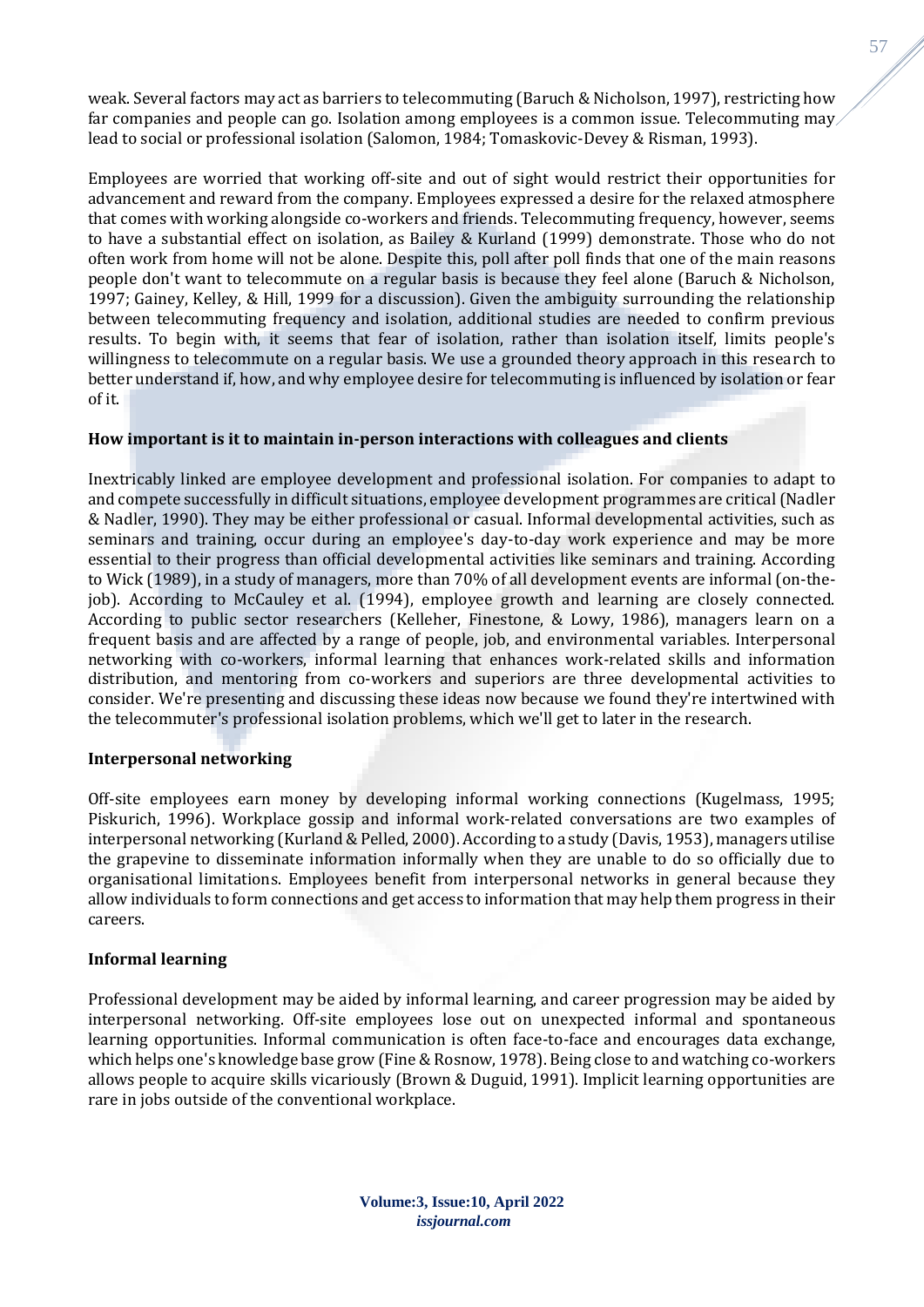weak. Several factors may act as barriers to telecommuting (Baruch & Nicholson, 1997), restricting how far companies and people can go. Isolation among employees is a common issue. Telecommuting may lead to social or professional isolation (Salomon, 1984; Tomaskovic-Devey & Risman, 1993).

Employees are worried that working off-site and out of sight would restrict their opportunities for advancement and reward from the company. Employees expressed a desire for the relaxed atmosphere that comes with working alongside co-workers and friends. Telecommuting frequency, however, seems to have a substantial effect on isolation, as Bailey & Kurland (1999) demonstrate. Those who do not often work from home will not be alone. Despite this, poll after poll finds that one of the main reasons people don't want to telecommute on a regular basis is because they feel alone (Baruch & Nicholson, 1997; Gainey, Kelley, & Hill, 1999 for a discussion). Given the ambiguity surrounding the relationship between telecommuting frequency and isolation, additional studies are needed to confirm previous results. To begin with, it seems that fear of isolation, rather than isolation itself, limits people's willingness to telecommute on a regular basis. We use a grounded theory approach in this research to better understand if, how, and why employee desire for telecommuting is influenced by isolation or fear of it.

**How important is it to maintain in-person interactions with colleagues and clients**

Inextricably linked are employee development and professional isolation. For companies to adapt to and compete successfully in difficult situations, employee development programmes are critical (Nadler & Nadler, 1990). They may be either professional or casual. Informal developmental activities, such as seminars and training, occur during an employee's day-to-day work experience and may be more essential to their progress than official developmental activities like seminars and training. According to Wick (1989), in a study of managers, more than 70% of all development events are informal (on-the-job). According to McCauley et al. (1994), employee growth and learning are closely connected. According to public sector researchers (Kelleher, Finestone, & Lowy, 1986), managers learn on a frequent basis and are affected by a range of people, job, and environmental variables. Interpersonal networking with co-workers, informal learning that enhances work-related skills and information distribution, and mentoring from co-workers and superiors are three developmental activities to consider. We're presenting and discussing these ideas now because we found they're intertwined with the telecommuter's professional isolation problems, which we'll get to later in the research.

**Interpersonal networking**

Off-site employees earn money by developing informal working connections (Kugelmass, 1995; Piskurich, 1996). Workplace gossip and informal work-related conversations are two examples of interpersonal networking (Kurland & Pelled, 2000). According to a study (Davis, 1953), managers utilise the grapevine to disseminate information informally when they are unable to do so officially due to organisational limitations. Employees benefit from interpersonal networks in general because they allow individuals to form connections and get access to information that may help them progress in their careers.

**Informal learning**

Professional development may be aided by informal learning, and career progression may be aided by interpersonal networking. Off-site employees lose out on unexpected informal and spontaneous learning opportunities. Informal communication is often face-to-face and encourages data exchange, which helps one's knowledge base grow (Fine & Rosnow, 1978). Being close to and watching co-workers allows people to acquire skills vicariously (Brown & Duguid, 1991). Implicit learning opportunities are rare in jobs outside of the conventional workplace.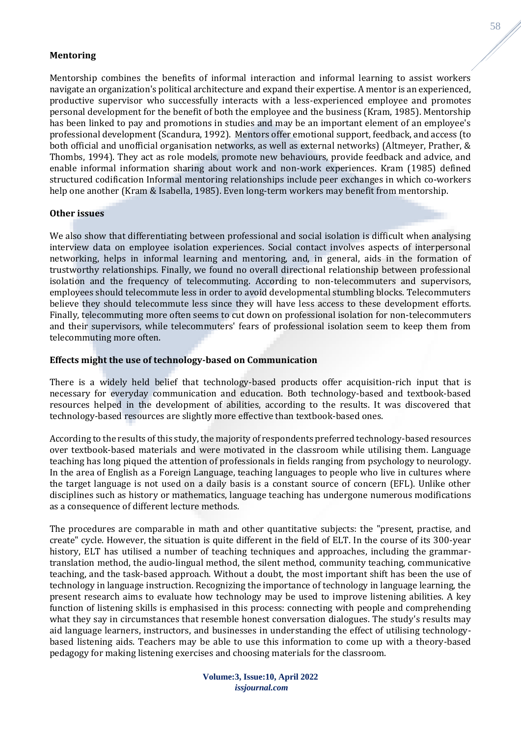**Mentoring**

Mentorship combines the benefits of informal interaction and informal learning to assist workers navigate an organization's political architecture and expand their expertise. A mentor is an experienced, productive supervisor who successfully interacts with a less-experienced employee and promotes personal development for the benefit of both the employee and the business (Kram, 1985). Mentorship has been linked to pay and promotions in studies and may be an important element of an employee's professional development (Scandura, 1992). Mentors offer emotional support, feedback, and access (to both official and unofficial organisation networks, as well as external networks) (Altmeyer, Prather, & Thombs, 1994). They act as role models, promote new behaviours, provide feedback and advice, and enable informal information sharing about work and non-work experiences. Kram (1985) defined structured codification Informal mentoring relationships include peer exchanges in which co-workers help one another (Kram & Isabella, 1985). Even long-term workers may benefit from mentorship.

**Other issues**

We also show that differentiating between professional and social isolation is difficult when analysing interview data on employee isolation experiences. Social contact involves aspects of interpersonal networking, helps in informal learning and mentoring, and, in general, aids in the formation of trustworthy relationships. Finally, we found no overall directional relationship between professional isolation and the frequency of telecommuting. According to non-telecommuters and supervisors, employees should telecommute less in order to avoid developmental stumbling blocks. Telecommuters believe they should telecommute less since they will have less access to these development efforts. Finally, telecommuting more often seems to cut down on professional isolation for non-telecommuters and their supervisors, while telecommuters' fears of professional isolation seem to keep them from telecommuting more often.

**Effects might the use of technology-based on Communication**

There is a widely held belief that technology-based products offer acquisition-rich input that is necessary for everyday communication and education. Both technology-based and textbook-based resources helped in the development of abilities, according to the results. It was discovered that technology-based resources are slightly more effective than textbook-based ones.

According to the results of this study, the majority of respondents preferred technology-based resources over textbook-based materials and were motivated in the classroom while utilising them. Language teaching has long piqued the attention of professionals in fields ranging from psychology to neurology. In the area of English as a Foreign Language, teaching languages to people who live in cultures where the target language is not used on a daily basis is a constant source of concern (EFL). Unlike other disciplines such as history or mathematics, language teaching has undergone numerous modifications as a consequence of different lecture methods.

The procedures are comparable in math and other quantitative subjects: the "present, practise, and create" cycle. However, the situation is quite different in the field of ELT. In the course of its 300-year history, ELT has utilised a number of teaching techniques and approaches, including the grammar-translation method, the audio-lingual method, the silent method, community teaching, communicative teaching, and the task-based approach. Without a doubt, the most important shift has been the use of technology in language instruction. Recognizing the importance of technology in language learning, the present research aims to evaluate how technology may be used to improve listening abilities. A key function of listening skills is emphasised in this process: connecting with people and comprehending what they say in circumstances that resemble honest conversation dialogues. The study's results may aid language learners, instructors, and businesses in understanding the effect of utilising technology-based listening aids. Teachers may be able to use this information to come up with a theory-based pedagogy for making listening exercises and choosing materials for the classroom.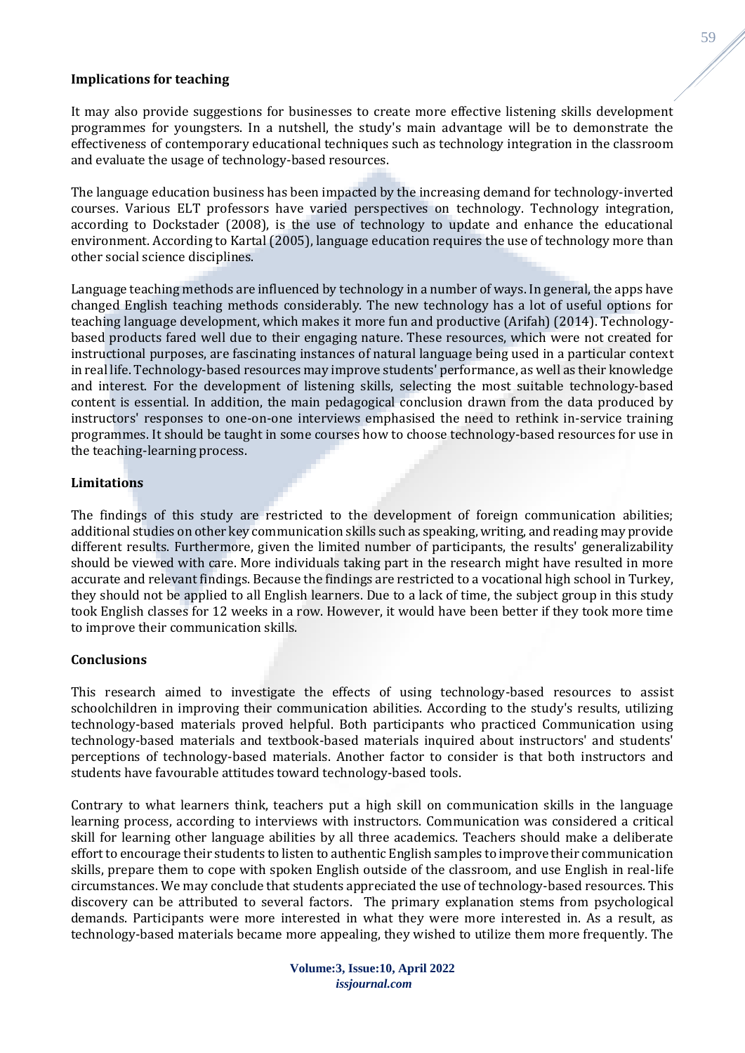**Implications for teaching**

It may also provide suggestions for businesses to create more effective listening skills development programmes for youngsters. In a nutshell, the study's main advantage will be to demonstrate the effectiveness of contemporary educational techniques such as technology integration in the classroom and evaluate the usage of technology-based resources.

The language education business has been impacted by the increasing demand for technology-inverted courses. Various ELT professors have varied perspectives on technology. Technology integration, according to Dockstader (2008), is the use of technology to update and enhance the educational environment. According to Kartal (2005), language education requires the use of technology more than other social science disciplines.

Language teaching methods are influenced by technology in a number of ways. In general, the apps have changed English teaching methods considerably. The new technology has a lot of useful options for teaching language development, which makes it more fun and productive (Arifah) (2014). Technology-based products fared well due to their engaging nature. These resources, which were not created for instructional purposes, are fascinating instances of natural language being used in a particular context in real life. Technology-based resources may improve students' performance, as well as their knowledge and interest. For the development of listening skills, selecting the most suitable technology-based content is essential. In addition, the main pedagogical conclusion drawn from the data produced by instructors' responses to one-on-one interviews emphasised the need to rethink in-service training programmes. It should be taught in some courses how to choose technology-based resources for use in the teaching-learning process.

**Limitations**

The findings of this study are restricted to the development of foreign communication abilities; additional studies on other key communication skills such as speaking, writing, and reading may provide different results. Furthermore, given the limited number of participants, the results' generalizability should be viewed with care. More individuals taking part in the research might have resulted in more accurate and relevant findings. Because the findings are restricted to a vocational high school in Turkey, they should not be applied to all English learners. Due to a lack of time, the subject group in this study took English classes for 12 weeks in a row. However, it would have been better if they took more time to improve their communication skills.

**Conclusions**

This research aimed to investigate the effects of using technology-based resources to assist schoolchildren in improving their communication abilities. According to the study's results, utilizing technology-based materials proved helpful. Both participants who practiced Communication using technology-based materials and textbook-based materials inquired about instructors' and students' perceptions of technology-based materials. Another factor to consider is that both instructors and students have favourable attitudes toward technology-based tools.

Contrary to what learners think, teachers put a high skill on communication skills in the language learning process, according to interviews with instructors. Communication was considered a critical skill for learning other language abilities by all three academics. Teachers should make a deliberate effort to encourage their students to listen to authentic English samples to improve their communication skills, prepare them to cope with spoken English outside of the classroom, and use English in real-life circumstances. We may conclude that students appreciated the use of technology-based resources. This discovery can be attributed to several factors. The primary explanation stems from psychological demands. Participants were more interested in what they were more interested in. As a result, as technology-based materials became more appealing, they wished to utilize them more frequently. The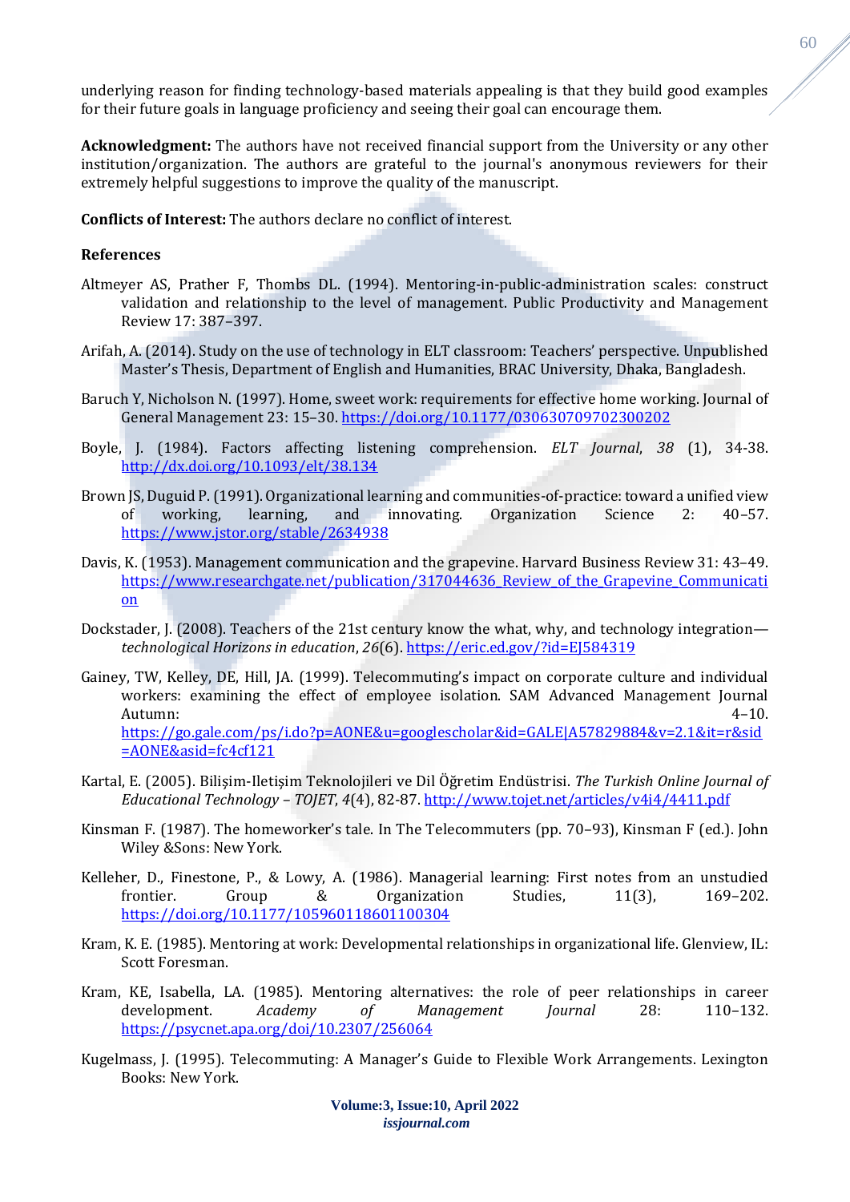underlying reason for finding technology-based materials appealing is that they build good examples for their future goals in language proficiency and seeing their goal can encourage them.

**Acknowledgment:** The authors have not received financial support from the University or any other institution/organization. The authors are grateful to the journal's anonymous reviewers for their extremely helpful suggestions to improve the quality of the manuscript.

**Conflicts of Interest:** The authors declare no conflict of interest.

**References**

Altmeyer AS, Prather F, Thombs DL. (1994). Mentoring-in-public-administration scales: construct validation and relationship to the level of management. Public Productivity and Management Review 17: 387–397.

Arifah, A. (2014). Study on the use of technology in ELT classroom: Teachers' perspective. Unpublished Master's Thesis, Department of English and Humanities, BRAC University, Dhaka, Bangladesh.

Baruch Y, Nicholson N. (1997). Home, sweet work: requirements for effective home working. Journal of General Management 23: 15–30. https://doi.org/10.1177/030630709702300202

Boyle, J. (1984). Factors affecting listening comprehension. *ELT Journal*, *38* (1), 34-38. http://dx.doi.org/10.1093/elt/38.134

Brown JS, Duguid P. (1991). Organizational learning and communities-of-practice: toward a unified view of working, learning, and innovating. Organization Science 2: 40–57. https://www.jstor.org/stable/2634938

Davis, K. (1953). Management communication and the grapevine. Harvard Business Review 31: 43–49. https://www.researchgate.net/publication/317044636_Review_of_the_Grapevine_Communication

Dockstader, J. (2008). Teachers of the 21st century know the what, why, and technology integration—*technological Horizons in education*, *26*(6). https://eric.ed.gov/?id=EJ584319

Gainey, TW, Kelley, DE, Hill, JA. (1999). Telecommuting's impact on corporate culture and individual workers: examining the effect of employee isolation. SAM Advanced Management Journal Autumn: 4–10. https://go.gale.com/ps/i.do?p=AONE&u=googlescholar&id=GALE|A57829884&v=2.1&it=r&sid=AONE&asid=fc4cf121

Kartal, E. (2005). Bilişim-Iletişim Teknolojileri ve Dil Öğretim Endüstrisi. *The Turkish Online Journal of Educational Technology – TOJET*, *4*(4), 82-87. http://www.tojet.net/articles/v4i4/4411.pdf

Kinsman F. (1987). The homeworker's tale. In The Telecommuters (pp. 70–93), Kinsman F (ed.). John Wiley &Sons: New York.

Kelleher, D., Finestone, P., & Lowy, A. (1986). Managerial learning: First notes from an unstudied frontier. Group & Organization Studies, 11(3), 169–202. https://doi.org/10.1177/105960118601100304

Kram, K. E. (1985). Mentoring at work: Developmental relationships in organizational life. Glenview, IL: Scott Foresman.

Kram, KE, Isabella, LA. (1985). Mentoring alternatives: the role of peer relationships in career development. *Academy of Management Journal* 28: 110–132. https://psycnet.apa.org/doi/10.2307/256064

Kugelmass, J. (1995). Telecommuting: A Manager's Guide to Flexible Work Arrangements. Lexington Books: New York.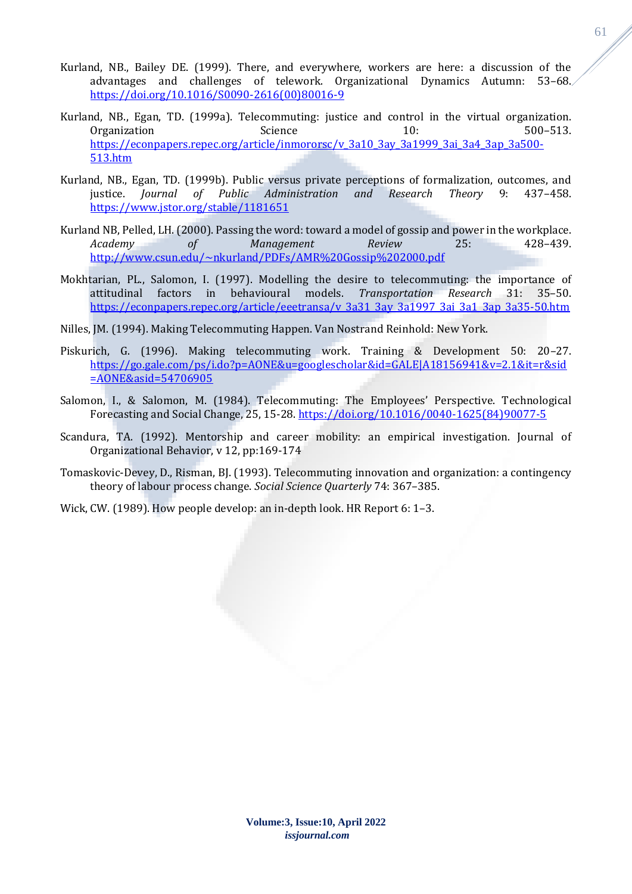Kurland, NB., Bailey DE. (1999). There, and everywhere, workers are here: a discussion of the advantages and challenges of telework. Organizational Dynamics Autumn: 53–68. https://doi.org/10.1016/S0090-2616(00)80016-9

Kurland, NB., Egan, TD. (1999a). Telecommuting: justice and control in the virtual organization. Organization Science 10: 500–513. https://econpapers.repec.org/article/inmororsc/v_3a10_3ay_3a1999_3ai_3a4_3ap_3a500-513.htm

Kurland, NB., Egan, TD. (1999b). Public versus private perceptions of formalization, outcomes, and justice. *Journal of Public Administration and Research Theory* 9: 437–458. https://www.jstor.org/stable/1181651

Kurland NB, Pelled, LH. (2000). Passing the word: toward a model of gossip and power in the workplace. *Academy of Management Review* 25: 428–439. http://www.csun.edu/~nkurland/PDFs/AMR%20Gossip%202000.pdf

Mokhtarian, PL., Salomon, I. (1997). Modelling the desire to telecommuting: the importance of attitudinal factors in behavioural models. *Transportation Research* 31: 35–50. https://econpapers.repec.org/article/eeetransa/v_3a31_3ay_3a1997_3ai_3a1_3ap_3a35-50.htm

Nilles, JM. (1994). Making Telecommuting Happen. Van Nostrand Reinhold: New York.

Piskurich, G. (1996). Making telecommuting work. Training & Development 50: 20–27. https://go.gale.com/ps/i.do?p=AONE&u=googlescholar&id=GALE|A18156941&v=2.1&it=r&sid=AONE&asid=54706905

Salomon, I., & Salomon, M. (1984). Telecommuting: The Employees' Perspective. Technological Forecasting and Social Change, 25, 15-28. https://doi.org/10.1016/0040-1625(84)90077-5

Scandura, TA. (1992). Mentorship and career mobility: an empirical investigation. Journal of Organizational Behavior, v 12, pp:169-174

Tomaskovic-Devey, D., Risman, BJ. (1993). Telecommuting innovation and organization: a contingency theory of labour process change. *Social Science Quarterly* 74: 367–385.

Wick, CW. (1989). How people develop: an in-depth look. HR Report 6: 1–3.